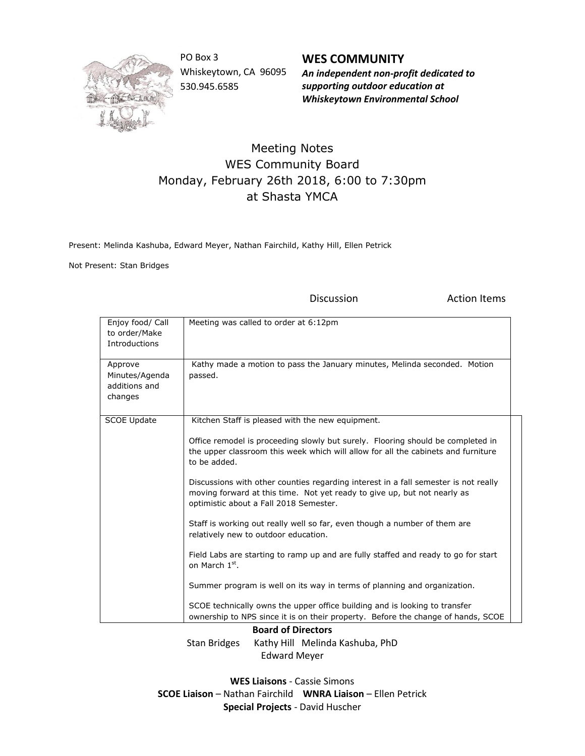PO Box 3
Whiskeytown, CA 96095
530.945.6585

**WES COMMUNITY**
***An independent non-profit dedicated to supporting outdoor education at Whiskeytown Environmental School***

# Meeting Notes
## WES Community Board
## Monday, February 26th 2018, 6:00 to 7:30pm
## at Shasta YMCA

Present: Melinda Kashuba, Edward Meyer, Nathan Fairchild, Kathy Hill, Ellen Petrick

Not Present: Stan Bridges

| | Discussion | Action Items |
|---|---|---|
| Enjoy food/ Call to order/Make Introductions | Meeting was called to order at 6:12pm | |
| Approve Minutes/Agenda additions and changes | Kathy made a motion to pass the January minutes, Melinda seconded. Motion passed. | |
| SCOE Update | Kitchen Staff is pleased with the new equipment.<br><br>Office remodel is proceeding slowly but surely. Flooring should be completed in the upper classroom this week which will allow for all the cabinets and furniture to be added.<br><br>Discussions with other counties regarding interest in a fall semester is not really moving forward at this time. Not yet ready to give up, but not nearly as optimistic about a Fall 2018 Semester.<br><br>Staff is working out really well so far, even though a number of them are relatively new to outdoor education.<br><br>Field Labs are starting to ramp up and are fully staffed and ready to go for start on March 1st.<br><br>Summer program is well on its way in terms of planning and organization.<br><br>SCOE technically owns the upper office building and is looking to transfer ownership to NPS since it is on their property. Before the change of hands, SCOE | |

**Board of Directors**
Stan Bridges Kathy Hill Melinda Kashuba, PhD
Edward Meyer

**WES Liaisons** - Cassie Simons
**SCOE Liaison** – Nathan Fairchild **WNRA Liaison** – Ellen Petrick
**Special Projects** - David Huscher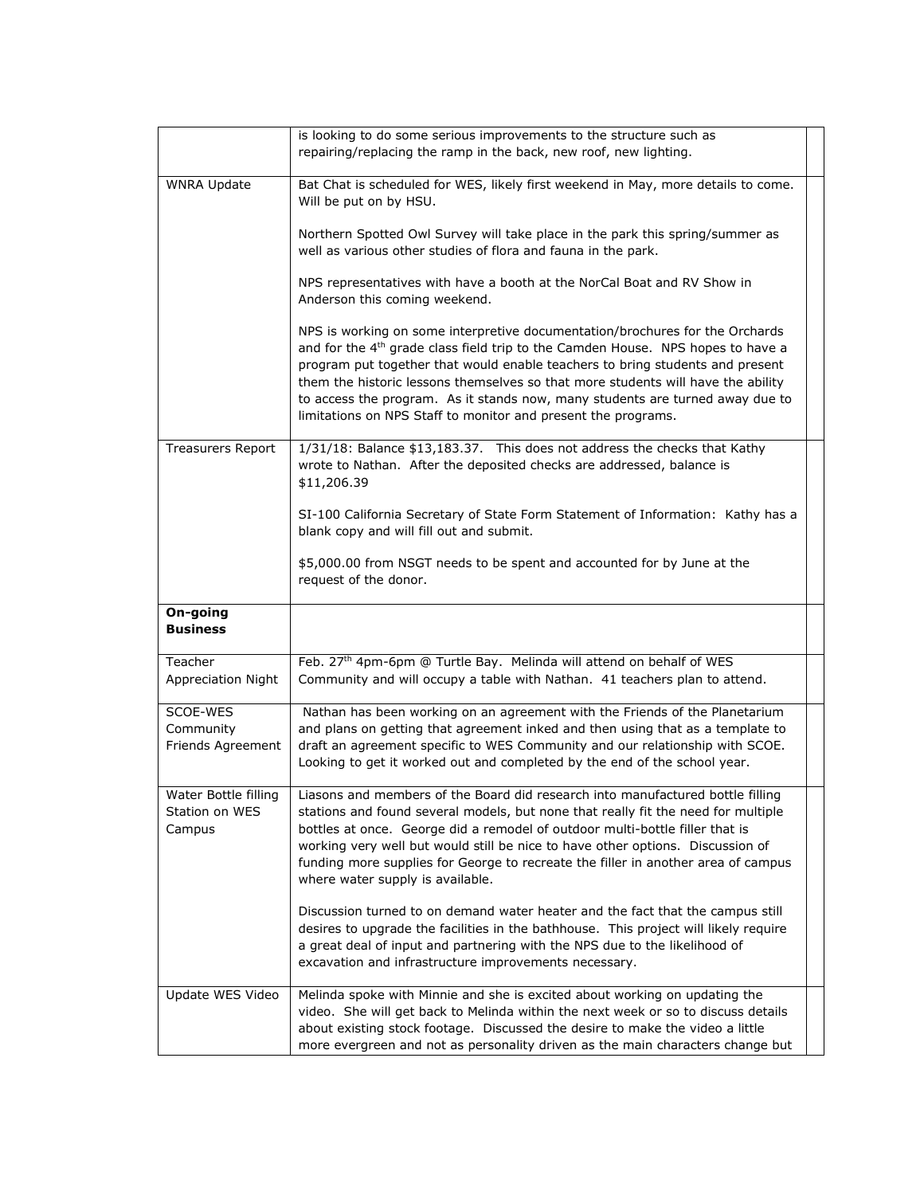|  |  |  |
|---|---|---|
|  | is looking to do some serious improvements to the structure such as repairing/replacing the ramp in the back, new roof, new lighting. |  |
| WNRA Update | Bat Chat is scheduled for WES, likely first weekend in May, more details to come. Will be put on by HSU.<br><br>Northern Spotted Owl Survey will take place in the park this spring/summer as well as various other studies of flora and fauna in the park.<br><br>NPS representatives with have a booth at the NorCal Boat and RV Show in Anderson this coming weekend.<br><br>NPS is working on some interpretive documentation/brochures for the Orchards and for the 4th grade class field trip to the Camden House. NPS hopes to have a program put together that would enable teachers to bring students and present them the historic lessons themselves so that more students will have the ability to access the program. As it stands now, many students are turned away due to limitations on NPS Staff to monitor and present the programs. |  |
| Treasurers Report | 1/31/18: Balance $13,183.37. This does not address the checks that Kathy wrote to Nathan. After the deposited checks are addressed, balance is $11,206.39<br><br>SI-100 California Secretary of State Form Statement of Information: Kathy has a blank copy and will fill out and submit.<br><br>$5,000.00 from NSGT needs to be spent and accounted for by June at the request of the donor. |  |
| **On-going Business** |  |  |
| Teacher Appreciation Night | Feb. 27th 4pm-6pm @ Turtle Bay. Melinda will attend on behalf of WES Community and will occupy a table with Nathan. 41 teachers plan to attend. |  |
| SCOE-WES Community Friends Agreement | Nathan has been working on an agreement with the Friends of the Planetarium and plans on getting that agreement inked and then using that as a template to draft an agreement specific to WES Community and our relationship with SCOE. Looking to get it worked out and completed by the end of the school year. |  |
| Water Bottle filling Station on WES Campus | Liasons and members of the Board did research into manufactured bottle filling stations and found several models, but none that really fit the need for multiple bottles at once. George did a remodel of outdoor multi-bottle filler that is working very well but would still be nice to have other options. Discussion of funding more supplies for George to recreate the filler in another area of campus where water supply is available.<br><br>Discussion turned to on demand water heater and the fact that the campus still desires to upgrade the facilities in the bathhouse. This project will likely require a great deal of input and partnering with the NPS due to the likelihood of excavation and infrastructure improvements necessary. |  |
| Update WES Video | Melinda spoke with Minnie and she is excited about working on updating the video. She will get back to Melinda within the next week or so to discuss details about existing stock footage. Discussed the desire to make the video a little more evergreen and not as personality driven as the main characters change but |  |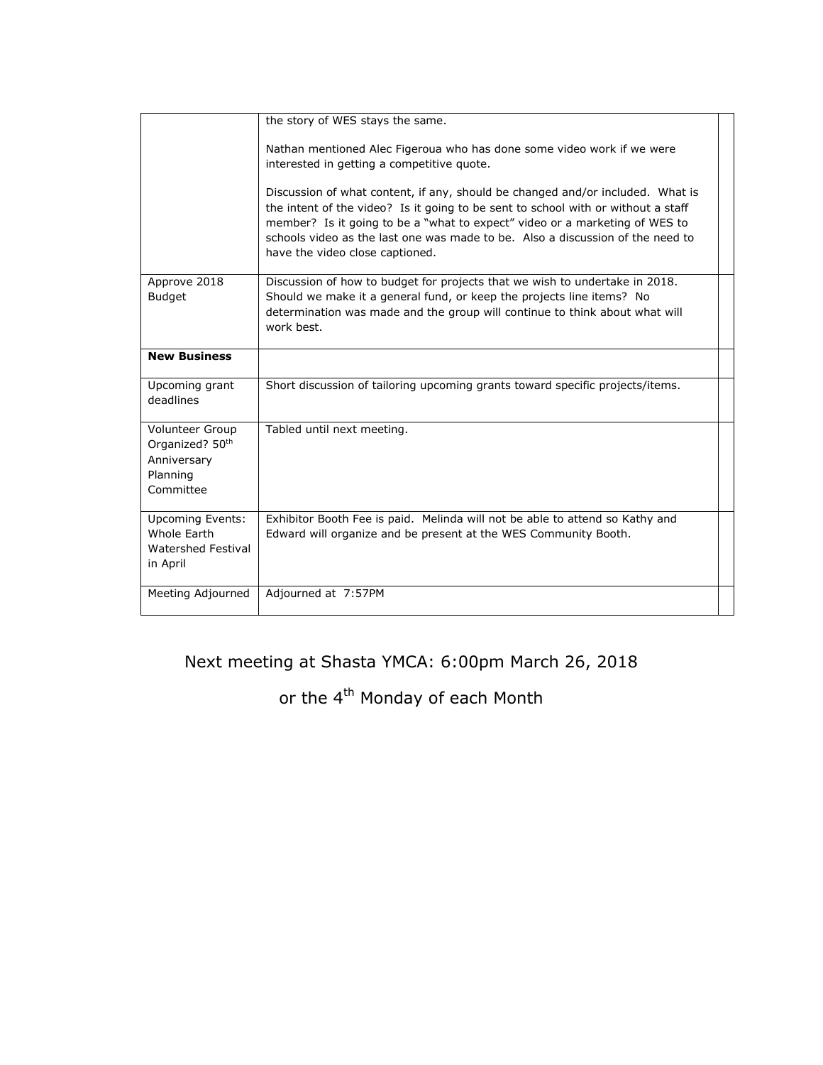| | | |
|---|---|---|
| | the story of WES stays the same.<br><br>Nathan mentioned Alec Figeroua who has done some video work if we were interested in getting a competitive quote.<br><br>Discussion of what content, if any, should be changed and/or included. What is the intent of the video? Is it going to be sent to school with or without a staff member? Is it going to be a "what to expect" video or a marketing of WES to schools video as the last one was made to be. Also a discussion of the need to have the video close captioned. | |
| Approve 2018 Budget | Discussion of how to budget for projects that we wish to undertake in 2018. Should we make it a general fund, or keep the projects line items? No determination was made and the group will continue to think about what will work best. | |
| **New Business** | | |
| Upcoming grant deadlines | Short discussion of tailoring upcoming grants toward specific projects/items. | |
| Volunteer Group Organized? 50th Anniversary Planning Committee | Tabled until next meeting. | |
| Upcoming Events: Whole Earth Watershed Festival in April | Exhibitor Booth Fee is paid. Melinda will not be able to attend so Kathy and Edward will organize and be present at the WES Community Booth. | |
| Meeting Adjourned | Adjourned at 7:57PM | |

Next meeting at Shasta YMCA: 6:00pm March 26, 2018

or the 4th Monday of each Month